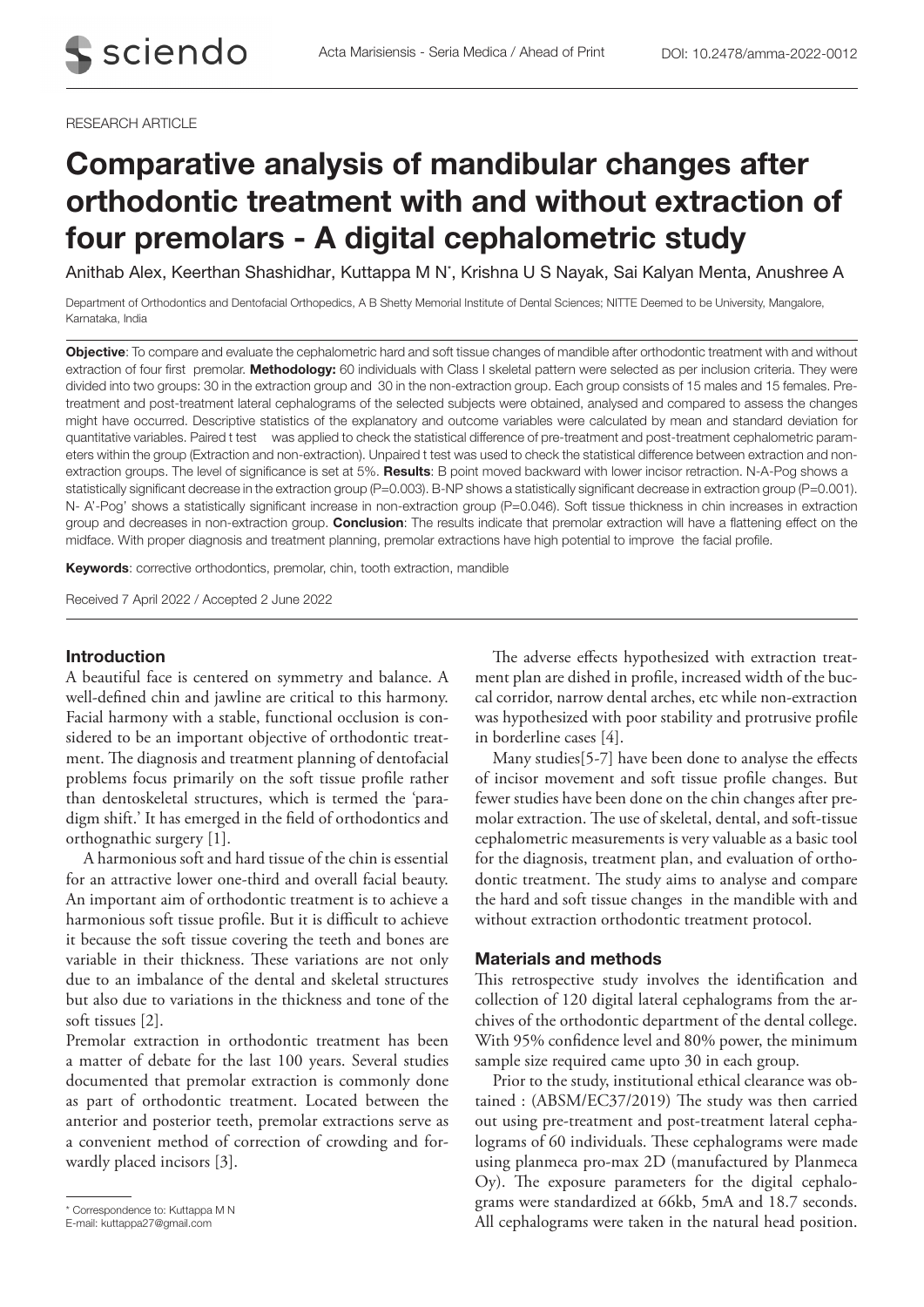RESEARCH ARTICLE

# Comparative analysis of mandibular changes after orthodontic treatment with and without extraction of four premolars - A digital cephalometric study

Anithab Alex, Keerthan Shashidhar, Kuttappa M N*, Krishna U S Nayak, Sai Kalyan Menta, Anushree A

Department of Orthodontics and Dentofacial Orthopedics, A B Shetty Memorial Institute of Dental Sciences; NITTE Deemed to be University, Mangalore, Karnataka, India

**Objective**: To compare and evaluate the cephalometric hard and soft tissue changes of mandible after orthodontic treatment with and without extraction of four first premolar. **Methodology:** 60 individuals with Class I skeletal pattern were selected as per inclusion criteria. They were divided into two groups: 30 in the extraction group and 30 in the non-extraction group. Each group consists of 15 males and 15 females. Pre-treatment and post-treatment lateral cephalograms of the selected subjects were obtained, analysed and compared to assess the changes might have occurred. Descriptive statistics of the explanatory and outcome variables were calculated by mean and standard deviation for quantitative variables. Paired t test was applied to check the statistical difference of pre-treatment and post-treatment cephalometric parameters within the group (Extraction and non-extraction). Unpaired t test was used to check the statistical difference between extraction and non-extraction groups. The level of significance is set at 5%. **Results**: B point moved backward with lower incisor retraction. N-A-Pog shows a statistically significant decrease in the extraction group (P=0.003). B-NP shows a statistically significant decrease in extraction group (P=0.001). N- A'-Pog' shows a statistically significant increase in non-extraction group (P=0.046). Soft tissue thickness in chin increases in extraction group and decreases in non-extraction group. **Conclusion**: The results indicate that premolar extraction will have a flattening effect on the midface. With proper diagnosis and treatment planning, premolar extractions have high potential to improve the facial profile.

**Keywords**: corrective orthodontics, premolar, chin, tooth extraction, mandible

Received 7 April 2022 / Accepted 2 June 2022

## Introduction

A beautiful face is centered on symmetry and balance. A well-defined chin and jawline are critical to this harmony. Facial harmony with a stable, functional occlusion is considered to be an important objective of orthodontic treatment. The diagnosis and treatment planning of dentofacial problems focus primarily on the soft tissue profile rather than dentoskeletal structures, which is termed the 'paradigm shift.' It has emerged in the field of orthodontics and orthognathic surgery [1].

A harmonious soft and hard tissue of the chin is essential for an attractive lower one-third and overall facial beauty. An important aim of orthodontic treatment is to achieve a harmonious soft tissue profile. But it is difficult to achieve it because the soft tissue covering the teeth and bones are variable in their thickness. These variations are not only due to an imbalance of the dental and skeletal structures but also due to variations in the thickness and tone of the soft tissues [2].

Premolar extraction in orthodontic treatment has been a matter of debate for the last 100 years. Several studies documented that premolar extraction is commonly done as part of orthodontic treatment. Located between the anterior and posterior teeth, premolar extractions serve as a convenient method of correction of crowding and forwardly placed incisors [3].

The adverse effects hypothesized with extraction treatment plan are dished in profile, increased width of the buccal corridor, narrow dental arches, etc while non-extraction was hypothesized with poor stability and protrusive profile in borderline cases [4].

Many studies[5-7] have been done to analyse the effects of incisor movement and soft tissue profile changes. But fewer studies have been done on the chin changes after premolar extraction. The use of skeletal, dental, and soft-tissue cephalometric measurements is very valuable as a basic tool for the diagnosis, treatment plan, and evaluation of orthodontic treatment. The study aims to analyse and compare the hard and soft tissue changes in the mandible with and without extraction orthodontic treatment protocol.

## Materials and methods

This retrospective study involves the identification and collection of 120 digital lateral cephalograms from the archives of the orthodontic department of the dental college. With 95% confidence level and 80% power, the minimum sample size required came upto 30 in each group.

Prior to the study, institutional ethical clearance was obtained : (ABSM/EC37/2019) The study was then carried out using pre-treatment and post-treatment lateral cephalograms of 60 individuals. These cephalograms were made using planmeca pro-max 2D (manufactured by Planmeca Oy). The exposure parameters for the digital cephalograms were standardized at 66kb, 5mA and 18.7 seconds. All cephalograms were taken in the natural head position.

* Correspondence to: Kuttappa M N
E-mail: kuttappa27@gmail.com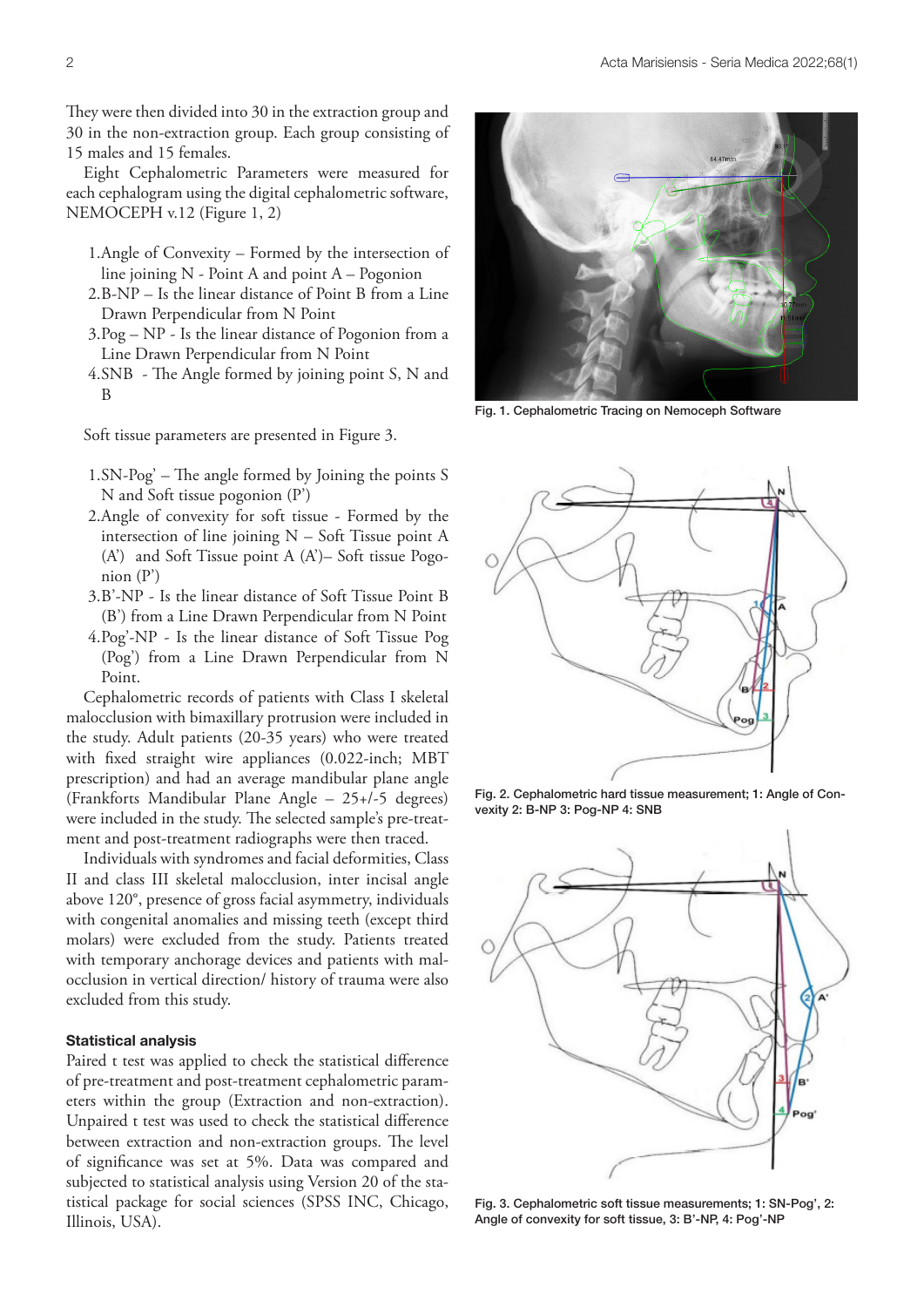They were then divided into 30 in the extraction group and 30 in the non-extraction group. Each group consisting of 15 males and 15 females.

Eight Cephalometric Parameters were measured for each cephalogram using the digital cephalometric software, NEMOCEPH v.12 (Figure 1, 2)

1. Angle of Convexity – Formed by the intersection of line joining N - Point A and point A – Pogonion
2. B-NP – Is the linear distance of Point B from a Line Drawn Perpendicular from N Point
3. Pog – NP - Is the linear distance of Pogonion from a Line Drawn Perpendicular from N Point
4. SNB - The Angle formed by joining point S, N and B

Soft tissue parameters are presented in Figure 3.

1. SN-Pog' – The angle formed by Joining the points S N and Soft tissue pogonion (P')
2. Angle of convexity for soft tissue - Formed by the intersection of line joining N – Soft Tissue point A (A') and Soft Tissue point A (A')– Soft tissue Pogonion (P')
3. B'-NP - Is the linear distance of Soft Tissue Point B (B') from a Line Drawn Perpendicular from N Point
4. Pog'-NP - Is the linear distance of Soft Tissue Pog (Pog') from a Line Drawn Perpendicular from N Point.

Cephalometric records of patients with Class I skeletal malocclusion with bimaxillary protrusion were included in the study. Adult patients (20-35 years) who were treated with fixed straight wire appliances (0.022-inch; MBT prescription) and had an average mandibular plane angle (Frankforts Mandibular Plane Angle – 25+/-5 degrees) were included in the study. The selected sample's pre-treatment and post-treatment radiographs were then traced.

Individuals with syndromes and facial deformities, Class II and class III skeletal malocclusion, inter incisal angle above 120°, presence of gross facial asymmetry, individuals with congenital anomalies and missing teeth (except third molars) were excluded from the study. Patients treated with temporary anchorage devices and patients with malocclusion in vertical direction/ history of trauma were also excluded from this study.

**Statistical analysis**

Paired t test was applied to check the statistical difference of pre-treatment and post-treatment cephalometric parameters within the group (Extraction and non-extraction). Unpaired t test was used to check the statistical difference between extraction and non-extraction groups. The level of significance was set at 5%. Data was compared and subjected to statistical analysis using Version 20 of the statistical package for social sciences (SPSS INC, Chicago, Illinois, USA).

Fig. 1. Cephalometric Tracing on Nemoceph Software

Fig. 2. Cephalometric hard tissue measurement; 1: Angle of Convexity 2: B-NP 3: Pog-NP 4: SNB

Fig. 3. Cephalometric soft tissue measurements; 1: SN-Pog', 2: Angle of convexity for soft tissue, 3: B'-NP, 4: Pog'-NP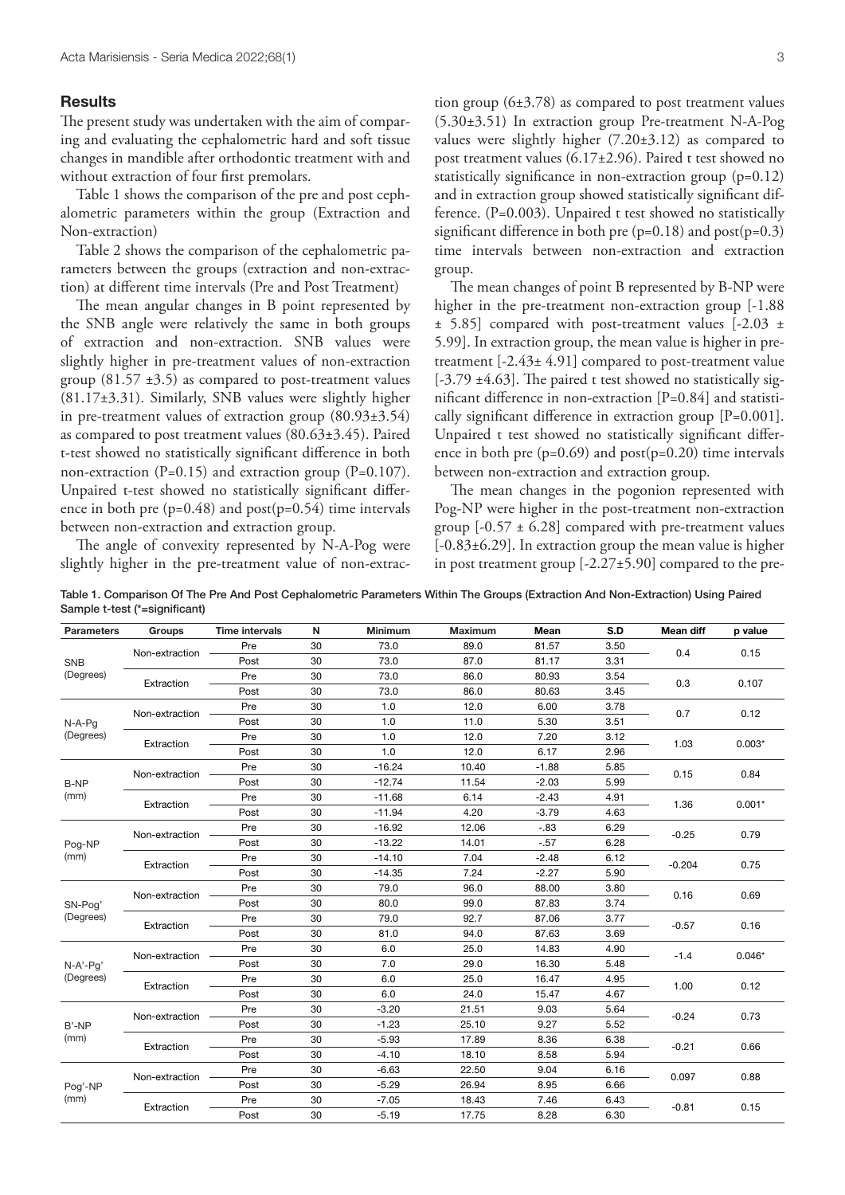## Results

The present study was undertaken with the aim of comparing and evaluating the cephalometric hard and soft tissue changes in mandible after orthodontic treatment with and without extraction of four first premolars.

Table 1 shows the comparison of the pre and post cephalometric parameters within the group (Extraction and Non-extraction)

Table 2 shows the comparison of the cephalometric parameters between the groups (extraction and non-extraction) at different time intervals (Pre and Post Treatment)

The mean angular changes in B point represented by the SNB angle were relatively the same in both groups of extraction and non-extraction. SNB values were slightly higher in pre-treatment values of non-extraction group (81.57 ±3.5) as compared to post-treatment values (81.17±3.31). Similarly, SNB values were slightly higher in pre-treatment values of extraction group (80.93±3.54) as compared to post treatment values (80.63±3.45). Paired t-test showed no statistically significant difference in both non-extraction (P=0.15) and extraction group (P=0.107). Unpaired t-test showed no statistically significant difference in both pre (p=0.48) and post(p=0.54) time intervals between non-extraction and extraction group.

The angle of convexity represented by N-A-Pog were slightly higher in the pre-treatment value of non-extraction group (6±3.78) as compared to post treatment values (5.30±3.51) In extraction group Pre-treatment N-A-Pog values were slightly higher (7.20±3.12) as compared to post treatment values (6.17±2.96). Paired t test showed no statistically significance in non-extraction group (p=0.12) and in extraction group showed statistically significant difference. (P=0.003). Unpaired t test showed no statistically significant difference in both pre (p=0.18) and post(p=0.3) time intervals between non-extraction and extraction group.

The mean changes of point B represented by B-NP were higher in the pre-treatment non-extraction group [-1.88 ± 5.85] compared with post-treatment values [-2.03 ± 5.99]. In extraction group, the mean value is higher in pre-treatment [-2.43± 4.91] compared to post-treatment value [-3.79 ±4.63]. The paired t test showed no statistically significant difference in non-extraction [P=0.84] and statistically significant difference in extraction group [P=0.001]. Unpaired t test showed no statistically significant difference in both pre (p=0.69) and post(p=0.20) time intervals between non-extraction and extraction group.

The mean changes in the pogonion represented with Pog-NP were higher in the post-treatment non-extraction group [-0.57 ± 6.28] compared with pre-treatment values [-0.83±6.29]. In extraction group the mean value is higher in post treatment group [-2.27±5.90] compared to the pre-

Table 1. Comparison Of The Pre And Post Cephalometric Parameters Within The Groups (Extraction And Non-Extraction) Using Paired Sample t-test (*=significant)

| Parameters | Groups | Time intervals | N | Minimum | Maximum | Mean | S.D | Mean diff | p value |
|---|---|---|---|---|---|---|---|---|---|
| SNB (Degrees) | Non-extraction | Pre | 30 | 73.0 | 89.0 | 81.57 | 3.50 | 0.4 | 0.15 |
| | | Post | 30 | 73.0 | 87.0 | 81.17 | 3.31 | | |
| | Extraction | Pre | 30 | 73.0 | 86.0 | 80.93 | 3.54 | 0.3 | 0.107 |
| | | Post | 30 | 73.0 | 86.0 | 80.63 | 3.45 | | |
| N-A-Pg (Degrees) | Non-extraction | Pre | 30 | 1.0 | 12.0 | 6.00 | 3.78 | 0.7 | 0.12 |
| | | Post | 30 | 1.0 | 11.0 | 5.30 | 3.51 | | |
| | Extraction | Pre | 30 | 1.0 | 12.0 | 7.20 | 3.12 | 1.03 | 0.003* |
| | | Post | 30 | 1.0 | 12.0 | 6.17 | 2.96 | | |
| B-NP (mm) | Non-extraction | Pre | 30 | -16.24 | 10.40 | -1.88 | 5.85 | 0.15 | 0.84 |
| | | Post | 30 | -12.74 | 11.54 | -2.03 | 5.99 | | |
| | Extraction | Pre | 30 | -11.68 | 6.14 | -2.43 | 4.91 | 1.36 | 0.001* |
| | | Post | 30 | -11.94 | 4.20 | -3.79 | 4.63 | | |
| Pog-NP (mm) | Non-extraction | Pre | 30 | -16.92 | 12.06 | -.83 | 6.29 | -0.25 | 0.79 |
| | | Post | 30 | -13.22 | 14.01 | -.57 | 6.28 | | |
| | Extraction | Pre | 30 | -14.10 | 7.04 | -2.48 | 6.12 | -0.204 | 0.75 |
| | | Post | 30 | -14.35 | 7.24 | -2.27 | 5.90 | | |
| SN-Pog' (Degrees) | Non-extraction | Pre | 30 | 79.0 | 96.0 | 88.00 | 3.80 | 0.16 | 0.69 |
| | | Post | 30 | 80.0 | 99.0 | 87.83 | 3.74 | | |
| | Extraction | Pre | 30 | 79.0 | 92.7 | 87.06 | 3.77 | -0.57 | 0.16 |
| | | Post | 30 | 81.0 | 94.0 | 87.63 | 3.69 | | |
| N-A'-Pg' (Degrees) | Non-extraction | Pre | 30 | 6.0 | 25.0 | 14.83 | 4.90 | -1.4 | 0.046* |
| | | Post | 30 | 7.0 | 29.0 | 16.30 | 5.48 | | |
| | Extraction | Pre | 30 | 6.0 | 25.0 | 16.47 | 4.95 | 1.00 | 0.12 |
| | | Post | 30 | 6.0 | 24.0 | 15.47 | 4.67 | | |
| B'-NP (mm) | Non-extraction | Pre | 30 | -3.20 | 21.51 | 9.03 | 5.64 | -0.24 | 0.73 |
| | | Post | 30 | -1.23 | 25.10 | 9.27 | 5.52 | | |
| | Extraction | Pre | 30 | -5.93 | 17.89 | 8.36 | 6.38 | -0.21 | 0.66 |
| | | Post | 30 | -4.10 | 18.10 | 8.58 | 5.94 | | |
| Pog'-NP (mm) | Non-extraction | Pre | 30 | -6.63 | 22.50 | 9.04 | 6.16 | 0.097 | 0.88 |
| | | Post | 30 | -5.29 | 26.94 | 8.95 | 6.66 | | |
| | Extraction | Pre | 30 | -7.05 | 18.43 | 7.46 | 6.43 | -0.81 | 0.15 |
| | | Post | 30 | -5.19 | 17.75 | 8.28 | 6.30 | | |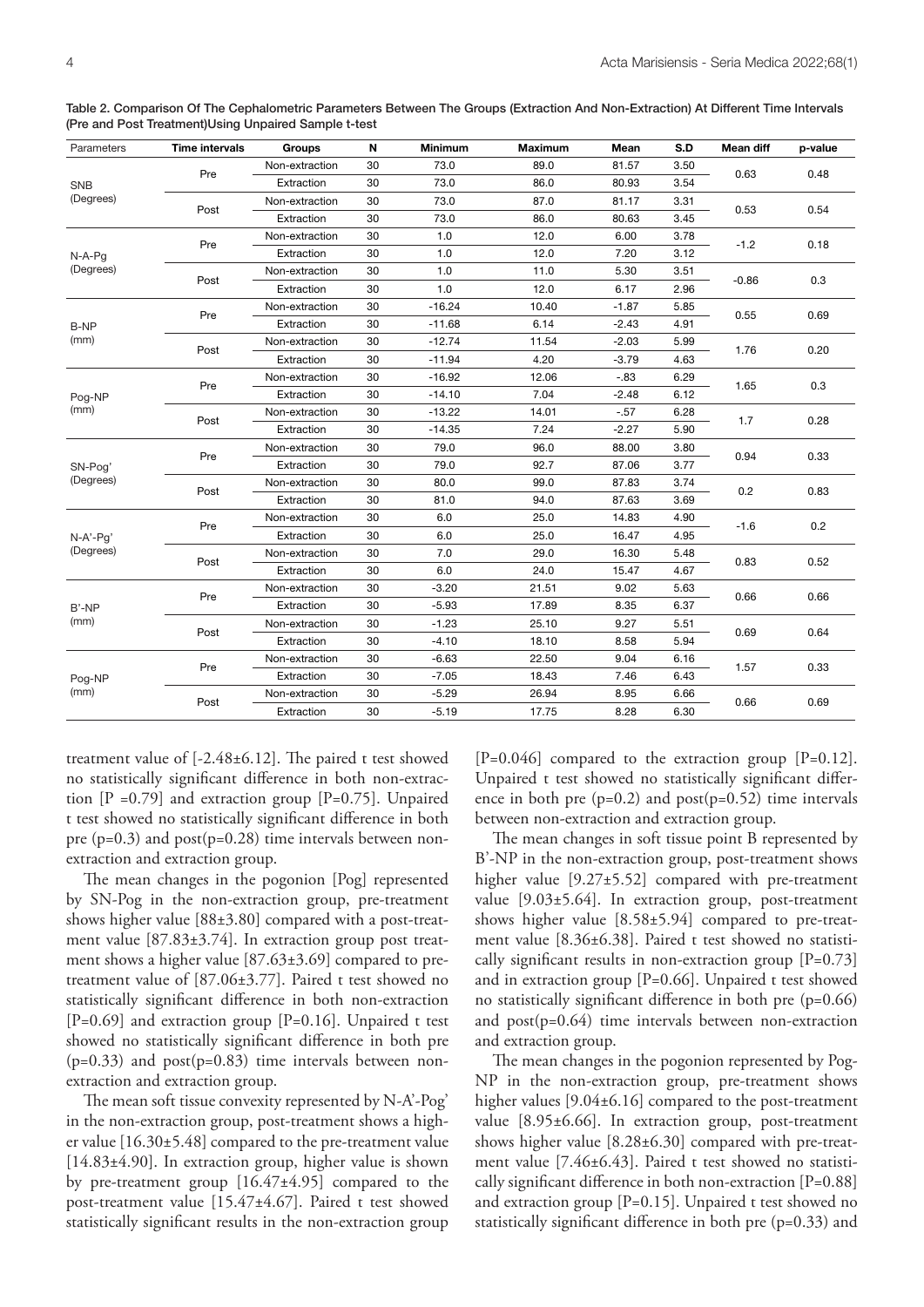Table 2. Comparison Of The Cephalometric Parameters Between The Groups (Extraction And Non-Extraction) At Different Time Intervals (Pre and Post Treatment)Using Unpaired Sample t-test

| Parameters | Time intervals | Groups | N | Minimum | Maximum | Mean | S.D | Mean diff | p-value |
|---|---|---|---|---|---|---|---|---|---|
| SNB (Degrees) | Pre | Non-extraction | 30 | 73.0 | 89.0 | 81.57 | 3.50 | 0.63 | 0.48 |
| | | Extraction | 30 | 73.0 | 86.0 | 80.93 | 3.54 | | |
| | Post | Non-extraction | 30 | 73.0 | 87.0 | 81.17 | 3.31 | 0.53 | 0.54 |
| | | Extraction | 30 | 73.0 | 86.0 | 80.63 | 3.45 | | |
| N-A-Pg (Degrees) | Pre | Non-extraction | 30 | 1.0 | 12.0 | 6.00 | 3.78 | -1.2 | 0.18 |
| | | Extraction | 30 | 1.0 | 12.0 | 7.20 | 3.12 | | |
| | Post | Non-extraction | 30 | 1.0 | 11.0 | 5.30 | 3.51 | -0.86 | 0.3 |
| | | Extraction | 30 | 1.0 | 12.0 | 6.17 | 2.96 | | |
| B-NP (mm) | Pre | Non-extraction | 30 | -16.24 | 10.40 | -1.87 | 5.85 | 0.55 | 0.69 |
| | | Extraction | 30 | -11.68 | 6.14 | -2.43 | 4.91 | | |
| | Post | Non-extraction | 30 | -12.74 | 11.54 | -2.03 | 5.99 | 1.76 | 0.20 |
| | | Extraction | 30 | -11.94 | 4.20 | -3.79 | 4.63 | | |
| Pog-NP (mm) | Pre | Non-extraction | 30 | -16.92 | 12.06 | -.83 | 6.29 | 1.65 | 0.3 |
| | | Extraction | 30 | -14.10 | 7.04 | -2.48 | 6.12 | | |
| | Post | Non-extraction | 30 | -13.22 | 14.01 | -.57 | 6.28 | 1.7 | 0.28 |
| | | Extraction | 30 | -14.35 | 7.24 | -2.27 | 5.90 | | |
| SN-Pog' (Degrees) | Pre | Non-extraction | 30 | 79.0 | 96.0 | 88.00 | 3.80 | 0.94 | 0.33 |
| | | Extraction | 30 | 79.0 | 92.7 | 87.06 | 3.77 | | |
| | Post | Non-extraction | 30 | 80.0 | 99.0 | 87.83 | 3.74 | 0.2 | 0.83 |
| | | Extraction | 30 | 81.0 | 94.0 | 87.63 | 3.69 | | |
| N-A'-Pg' (Degrees) | Pre | Non-extraction | 30 | 6.0 | 25.0 | 14.83 | 4.90 | -1.6 | 0.2 |
| | | Extraction | 30 | 6.0 | 25.0 | 16.47 | 4.95 | | |
| | Post | Non-extraction | 30 | 7.0 | 29.0 | 16.30 | 5.48 | 0.83 | 0.52 |
| | | Extraction | 30 | 6.0 | 24.0 | 15.47 | 4.67 | | |
| B'-NP (mm) | Pre | Non-extraction | 30 | -3.20 | 21.51 | 9.02 | 5.63 | 0.66 | 0.66 |
| | | Extraction | 30 | -5.93 | 17.89 | 8.35 | 6.37 | | |
| | Post | Non-extraction | 30 | -1.23 | 25.10 | 9.27 | 5.51 | 0.69 | 0.64 |
| | | Extraction | 30 | -4.10 | 18.10 | 8.58 | 5.94 | | |
| Pog-NP (mm) | Pre | Non-extraction | 30 | -6.63 | 22.50 | 9.04 | 6.16 | 1.57 | 0.33 |
| | | Extraction | 30 | -7.05 | 18.43 | 7.46 | 6.43 | | |
| | Post | Non-extraction | 30 | -5.29 | 26.94 | 8.95 | 6.66 | 0.66 | 0.69 |
| | | Extraction | 30 | -5.19 | 17.75 | 8.28 | 6.30 | | |

treatment value of [-2.48±6.12]. The paired t test showed no statistically significant difference in both non-extraction [P =0.79] and extraction group [P=0.75]. Unpaired t test showed no statistically significant difference in both pre (p=0.3) and post(p=0.28) time intervals between non-extraction and extraction group.

The mean changes in the pogonion [Pog] represented by SN-Pog in the non-extraction group, pre-treatment shows higher value [88±3.80] compared with a post-treatment value [87.83±3.74]. In extraction group post treatment shows a higher value [87.63±3.69] compared to pre-treatment value of [87.06±3.77]. Paired t test showed no statistically significant difference in both non-extraction [P=0.69] and extraction group [P=0.16]. Unpaired t test showed no statistically significant difference in both pre (p=0.33) and post(p=0.83) time intervals between non-extraction and extraction group.

The mean soft tissue convexity represented by N-A'-Pog' in the non-extraction group, post-treatment shows a higher value [16.30±5.48] compared to the pre-treatment value [14.83±4.90]. In extraction group, higher value is shown by pre-treatment group [16.47±4.95] compared to the post-treatment value [15.47±4.67]. Paired t test showed statistically significant results in the non-extraction group [P=0.046] compared to the extraction group [P=0.12]. Unpaired t test showed no statistically significant difference in both pre (p=0.2) and post(p=0.52) time intervals between non-extraction and extraction group.

The mean changes in soft tissue point B represented by B'-NP in the non-extraction group, post-treatment shows higher value [9.27±5.52] compared with pre-treatment value [9.03±5.64]. In extraction group, post-treatment shows higher value [8.58±5.94] compared to pre-treatment value [8.36±6.38]. Paired t test showed no statistically significant results in non-extraction group [P=0.73] and in extraction group [P=0.66]. Unpaired t test showed no statistically significant difference in both pre (p=0.66) and post(p=0.64) time intervals between non-extraction and extraction group.

The mean changes in the pogonion represented by Pog-NP in the non-extraction group, pre-treatment shows higher values [9.04±6.16] compared to the post-treatment value [8.95±6.66]. In extraction group, post-treatment shows higher value [8.28±6.30] compared with pre-treatment value [7.46±6.43]. Paired t test showed no statistically significant difference in both non-extraction [P=0.88] and extraction group [P=0.15]. Unpaired t test showed no statistically significant difference in both pre (p=0.33) and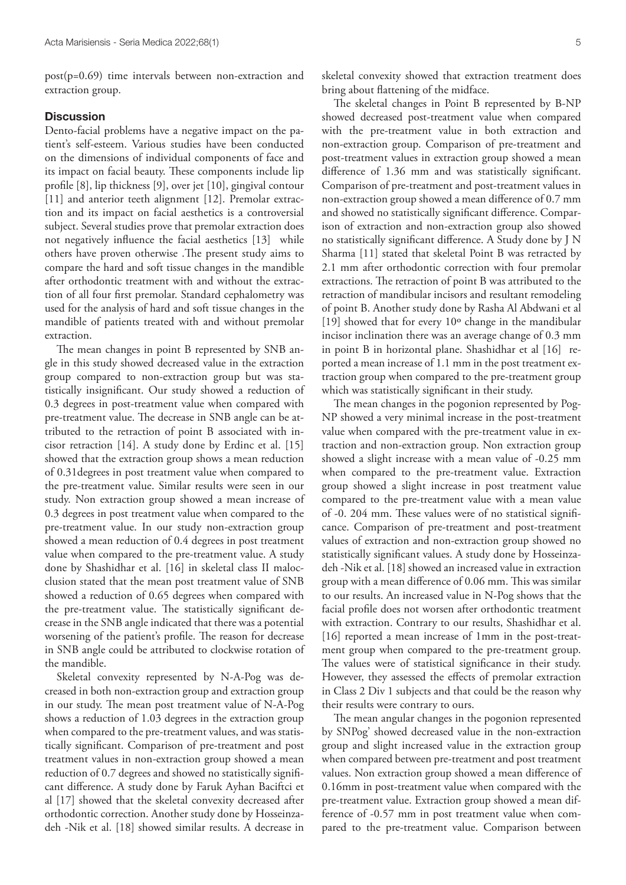post(p=0.69) time intervals between non-extraction and extraction group.

## Discussion

Dento-facial problems have a negative impact on the patient's self-esteem. Various studies have been conducted on the dimensions of individual components of face and its impact on facial beauty. These components include lip profile [8], lip thickness [9], over jet [10], gingival contour [11] and anterior teeth alignment [12]. Premolar extraction and its impact on facial aesthetics is a controversial subject. Several studies prove that premolar extraction does not negatively influence the facial aesthetics [13] while others have proven otherwise .The present study aims to compare the hard and soft tissue changes in the mandible after orthodontic treatment with and without the extraction of all four first premolar. Standard cephalometry was used for the analysis of hard and soft tissue changes in the mandible of patients treated with and without premolar extraction.

The mean changes in point B represented by SNB angle in this study showed decreased value in the extraction group compared to non-extraction group but was statistically insignificant. Our study showed a reduction of 0.3 degrees in post-treatment value when compared with pre-treatment value. The decrease in SNB angle can be attributed to the retraction of point B associated with incisor retraction [14]. A study done by Erdinc et al. [15] showed that the extraction group shows a mean reduction of 0.31degrees in post treatment value when compared to the pre-treatment value. Similar results were seen in our study. Non extraction group showed a mean increase of 0.3 degrees in post treatment value when compared to the pre-treatment value. In our study non-extraction group showed a mean reduction of 0.4 degrees in post treatment value when compared to the pre-treatment value. A study done by Shashidhar et al. [16] in skeletal class II malocclusion stated that the mean post treatment value of SNB showed a reduction of 0.65 degrees when compared with the pre-treatment value. The statistically significant decrease in the SNB angle indicated that there was a potential worsening of the patient's profile. The reason for decrease in SNB angle could be attributed to clockwise rotation of the mandible.

Skeletal convexity represented by N-A-Pog was decreased in both non-extraction group and extraction group in our study. The mean post treatment value of N-A-Pog shows a reduction of 1.03 degrees in the extraction group when compared to the pre-treatment values, and was statistically significant. Comparison of pre-treatment and post treatment values in non-extraction group showed a mean reduction of 0.7 degrees and showed no statistically significant difference. A study done by Faruk Ayhan Baciftci et al [17] showed that the skeletal convexity decreased after orthodontic correction. Another study done by Hosseinzadeh -Nik et al. [18] showed similar results. A decrease in skeletal convexity showed that extraction treatment does bring about flattening of the midface.

The skeletal changes in Point B represented by B-NP showed decreased post-treatment value when compared with the pre-treatment value in both extraction and non-extraction group. Comparison of pre-treatment and post-treatment values in extraction group showed a mean difference of 1.36 mm and was statistically significant. Comparison of pre-treatment and post-treatment values in non-extraction group showed a mean difference of 0.7 mm and showed no statistically significant difference. Comparison of extraction and non-extraction group also showed no statistically significant difference. A Study done by J N Sharma [11] stated that skeletal Point B was retracted by 2.1 mm after orthodontic correction with four premolar extractions. The retraction of point B was attributed to the retraction of mandibular incisors and resultant remodeling of point B. Another study done by Rasha Al Abdwani et al [19] showed that for every 10º change in the mandibular incisor inclination there was an average change of 0.3 mm in point B in horizontal plane. Shashidhar et al [16] reported a mean increase of 1.1 mm in the post treatment extraction group when compared to the pre-treatment group which was statistically significant in their study.

The mean changes in the pogonion represented by Pog-NP showed a very minimal increase in the post-treatment value when compared with the pre-treatment value in extraction and non-extraction group. Non extraction group showed a slight increase with a mean value of -0.25 mm when compared to the pre-treatment value. Extraction group showed a slight increase in post treatment value compared to the pre-treatment value with a mean value of -0. 204 mm. These values were of no statistical significance. Comparison of pre-treatment and post-treatment values of extraction and non-extraction group showed no statistically significant values. A study done by Hosseinzadeh -Nik et al. [18] showed an increased value in extraction group with a mean difference of 0.06 mm. This was similar to our results. An increased value in N-Pog shows that the facial profile does not worsen after orthodontic treatment with extraction. Contrary to our results, Shashidhar et al. [16] reported a mean increase of 1mm in the post-treatment group when compared to the pre-treatment group. The values were of statistical significance in their study. However, they assessed the effects of premolar extraction in Class 2 Div 1 subjects and that could be the reason why their results were contrary to ours.

The mean angular changes in the pogonion represented by SNPog' showed decreased value in the non-extraction group and slight increased value in the extraction group when compared between pre-treatment and post treatment values. Non extraction group showed a mean difference of 0.16mm in post-treatment value when compared with the pre-treatment value. Extraction group showed a mean difference of -0.57 mm in post treatment value when compared to the pre-treatment value. Comparison between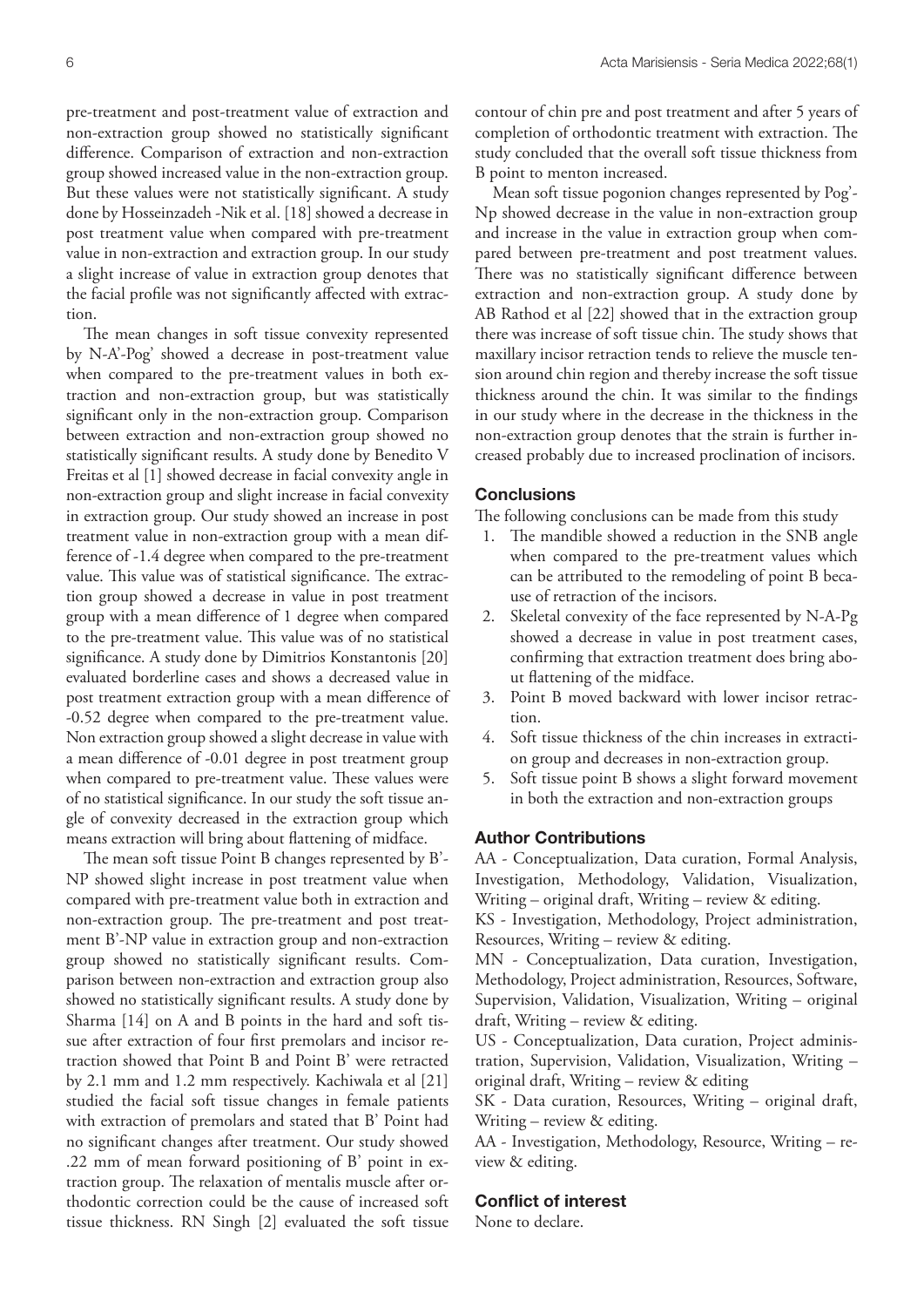pre-treatment and post-treatment value of extraction and non-extraction group showed no statistically significant difference. Comparison of extraction and non-extraction group showed increased value in the non-extraction group. But these values were not statistically significant. A study done by Hosseinzadeh -Nik et al. [18] showed a decrease in post treatment value when compared with pre-treatment value in non-extraction and extraction group. In our study a slight increase of value in extraction group denotes that the facial profile was not significantly affected with extraction.

The mean changes in soft tissue convexity represented by N-A'-Pog' showed a decrease in post-treatment value when compared to the pre-treatment values in both extraction and non-extraction group, but was statistically significant only in the non-extraction group. Comparison between extraction and non-extraction group showed no statistically significant results. A study done by Benedito V Freitas et al [1] showed decrease in facial convexity angle in non-extraction group and slight increase in facial convexity in extraction group. Our study showed an increase in post treatment value in non-extraction group with a mean difference of -1.4 degree when compared to the pre-treatment value. This value was of statistical significance. The extraction group showed a decrease in value in post treatment group with a mean difference of 1 degree when compared to the pre-treatment value. This value was of no statistical significance. A study done by Dimitrios Konstantonis [20] evaluated borderline cases and shows a decreased value in post treatment extraction group with a mean difference of -0.52 degree when compared to the pre-treatment value. Non extraction group showed a slight decrease in value with a mean difference of -0.01 degree in post treatment group when compared to pre-treatment value. These values were of no statistical significance. In our study the soft tissue angle of convexity decreased in the extraction group which means extraction will bring about flattening of midface.

The mean soft tissue Point B changes represented by B'-NP showed slight increase in post treatment value when compared with pre-treatment value both in extraction and non-extraction group. The pre-treatment and post treatment B'-NP value in extraction group and non-extraction group showed no statistically significant results. Comparison between non-extraction and extraction group also showed no statistically significant results. A study done by Sharma [14] on A and B points in the hard and soft tissue after extraction of four first premolars and incisor retraction showed that Point B and Point B' were retracted by 2.1 mm and 1.2 mm respectively. Kachiwala et al [21] studied the facial soft tissue changes in female patients with extraction of premolars and stated that B' Point had no significant changes after treatment. Our study showed .22 mm of mean forward positioning of B' point in extraction group. The relaxation of mentalis muscle after orthodontic correction could be the cause of increased soft tissue thickness. RN Singh [2] evaluated the soft tissue contour of chin pre and post treatment and after 5 years of completion of orthodontic treatment with extraction. The study concluded that the overall soft tissue thickness from B point to menton increased.

Mean soft tissue pogonion changes represented by Pog'-Np showed decrease in the value in non-extraction group and increase in the value in extraction group when compared between pre-treatment and post treatment values. There was no statistically significant difference between extraction and non-extraction group. A study done by AB Rathod et al [22] showed that in the extraction group there was increase of soft tissue chin. The study shows that maxillary incisor retraction tends to relieve the muscle tension around chin region and thereby increase the soft tissue thickness around the chin. It was similar to the findings in our study where in the decrease in the thickness in the non-extraction group denotes that the strain is further increased probably due to increased proclination of incisors.

## Conclusions

The following conclusions can be made from this study

1. The mandible showed a reduction in the SNB angle when compared to the pre-treatment values which can be attributed to the remodeling of point B because of retraction of the incisors.
2. Skeletal convexity of the face represented by N-A-Pg showed a decrease in value in post treatment cases, confirming that extraction treatment does bring about flattening of the midface.
3. Point B moved backward with lower incisor retraction.
4. Soft tissue thickness of the chin increases in extraction group and decreases in non-extraction group.
5. Soft tissue point B shows a slight forward movement in both the extraction and non-extraction groups

## Author Contributions

AA - Conceptualization, Data curation, Formal Analysis, Investigation, Methodology, Validation, Visualization, Writing – original draft, Writing – review & editing.

KS - Investigation, Methodology, Project administration, Resources, Writing – review & editing.

MN - Conceptualization, Data curation, Investigation, Methodology, Project administration, Resources, Software, Supervision, Validation, Visualization, Writing – original draft, Writing – review & editing.

US - Conceptualization, Data curation, Project administration, Supervision, Validation, Visualization, Writing – original draft, Writing – review & editing

SK - Data curation, Resources, Writing – original draft, Writing – review & editing.

AA - Investigation, Methodology, Resource, Writing – review & editing.

## Conflict of interest

None to declare.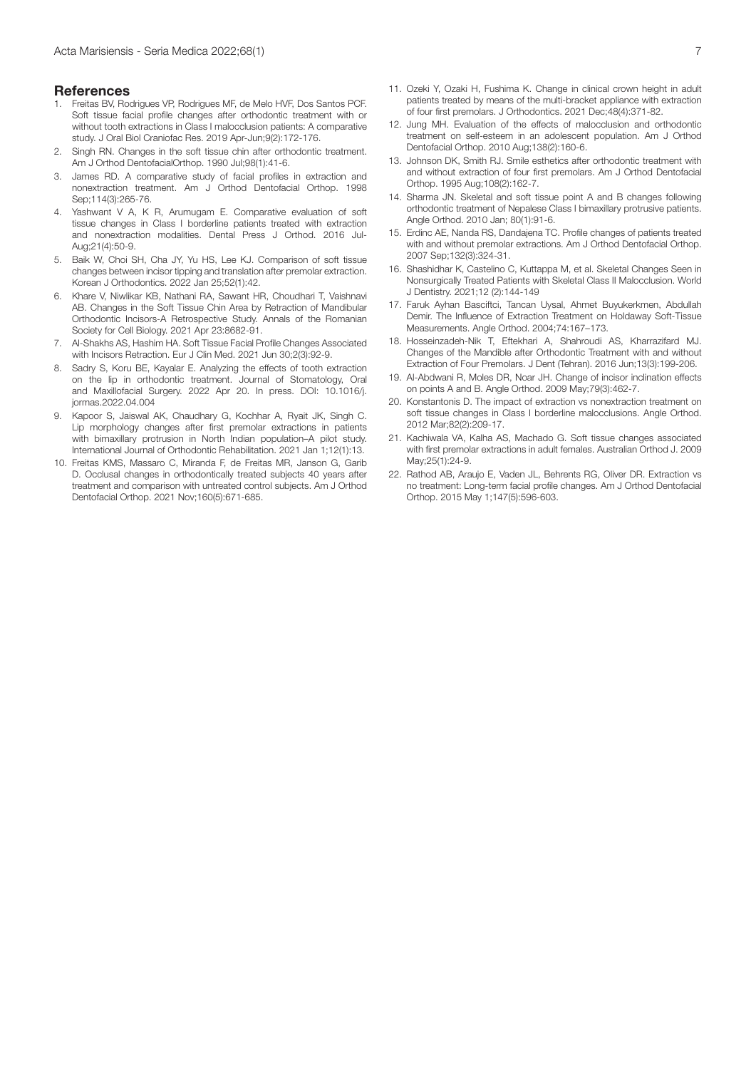## References

1. Freitas BV, Rodrigues VP, Rodrigues MF, de Melo HVF, Dos Santos PCF. Soft tissue facial profile changes after orthodontic treatment with or without tooth extractions in Class I malocclusion patients: A comparative study. J Oral Biol Craniofac Res. 2019 Apr-Jun;9(2):172-176.
2. Singh RN. Changes in the soft tissue chin after orthodontic treatment. Am J Orthod DentofacialOrthop. 1990 Jul;98(1):41-6.
3. James RD. A comparative study of facial profiles in extraction and nonextraction treatment. Am J Orthod Dentofacial Orthop. 1998 Sep;114(3):265-76.
4. Yashwant V A, K R, Arumugam E. Comparative evaluation of soft tissue changes in Class I borderline patients treated with extraction and nonextraction modalities. Dental Press J Orthod. 2016 Jul-Aug;21(4):50-9.
5. Baik W, Choi SH, Cha JY, Yu HS, Lee KJ. Comparison of soft tissue changes between incisor tipping and translation after premolar extraction. Korean J Orthodontics. 2022 Jan 25;52(1):42.
6. Khare V, Niwlikar KB, Nathani RA, Sawant HR, Choudhari T, Vaishnavi AB. Changes in the Soft Tissue Chin Area by Retraction of Mandibular Orthodontic Incisors-A Retrospective Study. Annals of the Romanian Society for Cell Biology. 2021 Apr 23:8682-91.
7. Al-Shakhs AS, Hashim HA. Soft Tissue Facial Profile Changes Associated with Incisors Retraction. Eur J Clin Med. 2021 Jun 30;2(3):92-9.
8. Sadry S, Koru BE, Kayalar E. Analyzing the effects of tooth extraction on the lip in orthodontic treatment. Journal of Stomatology, Oral and Maxillofacial Surgery. 2022 Apr 20. In press. DOI: 10.1016/j.jormas.2022.04.004
9. Kapoor S, Jaiswal AK, Chaudhary G, Kochhar A, Ryait JK, Singh C. Lip morphology changes after first premolar extractions in patients with bimaxillary protrusion in North Indian population–A pilot study. International Journal of Orthodontic Rehabilitation. 2021 Jan 1;12(1):13.
10. Freitas KMS, Massaro C, Miranda F, de Freitas MR, Janson G, Garib D. Occlusal changes in orthodontically treated subjects 40 years after treatment and comparison with untreated control subjects. Am J Orthod Dentofacial Orthop. 2021 Nov;160(5):671-685.
11. Ozeki Y, Ozaki H, Fushima K. Change in clinical crown height in adult patients treated by means of the multi-bracket appliance with extraction of four first premolars. J Orthodontics. 2021 Dec;48(4):371-82.
12. Jung MH. Evaluation of the effects of malocclusion and orthodontic treatment on self-esteem in an adolescent population. Am J Orthod Dentofacial Orthop. 2010 Aug;138(2):160-6.
13. Johnson DK, Smith RJ. Smile esthetics after orthodontic treatment with and without extraction of four first premolars. Am J Orthod Dentofacial Orthop. 1995 Aug;108(2):162-7.
14. Sharma JN. Skeletal and soft tissue point A and B changes following orthodontic treatment of Nepalese Class I bimaxillary protrusive patients. Angle Orthod. 2010 Jan; 80(1):91-6.
15. Erdinc AE, Nanda RS, Dandajena TC. Profile changes of patients treated with and without premolar extractions. Am J Orthod Dentofacial Orthop. 2007 Sep;132(3):324-31.
16. Shashidhar K, Castelino C, Kuttappa M, et al. Skeletal Changes Seen in Nonsurgically Treated Patients with Skeletal Class II Malocclusion. World J Dentistry. 2021;12 (2):144-149
17. Faruk Ayhan Basciftci, Tancan Uysal, Ahmet Buyukerkmen, Abdullah Demir. The Influence of Extraction Treatment on Holdaway Soft-Tissue Measurements. Angle Orthod. 2004;74:167–173.
18. Hosseinzadeh-Nik T, Eftekhari A, Shahroudi AS, Kharrazifard MJ. Changes of the Mandible after Orthodontic Treatment with and without Extraction of Four Premolars. J Dent (Tehran). 2016 Jun;13(3):199-206.
19. Al-Abdwani R, Moles DR, Noar JH. Change of incisor inclination effects on points A and B. Angle Orthod. 2009 May;79(3):462-7.
20. Konstantonis D. The impact of extraction vs nonextraction treatment on soft tissue changes in Class I borderline malocclusions. Angle Orthod. 2012 Mar;82(2):209-17.
21. Kachiwala VA, Kalha AS, Machado G. Soft tissue changes associated with first premolar extractions in adult females. Australian Orthod J. 2009 May;25(1):24-9.
22. Rathod AB, Araujo E, Vaden JL, Behrents RG, Oliver DR. Extraction vs no treatment: Long-term facial profile changes. Am J Orthod Dentofacial Orthop. 2015 May 1;147(5):596-603.